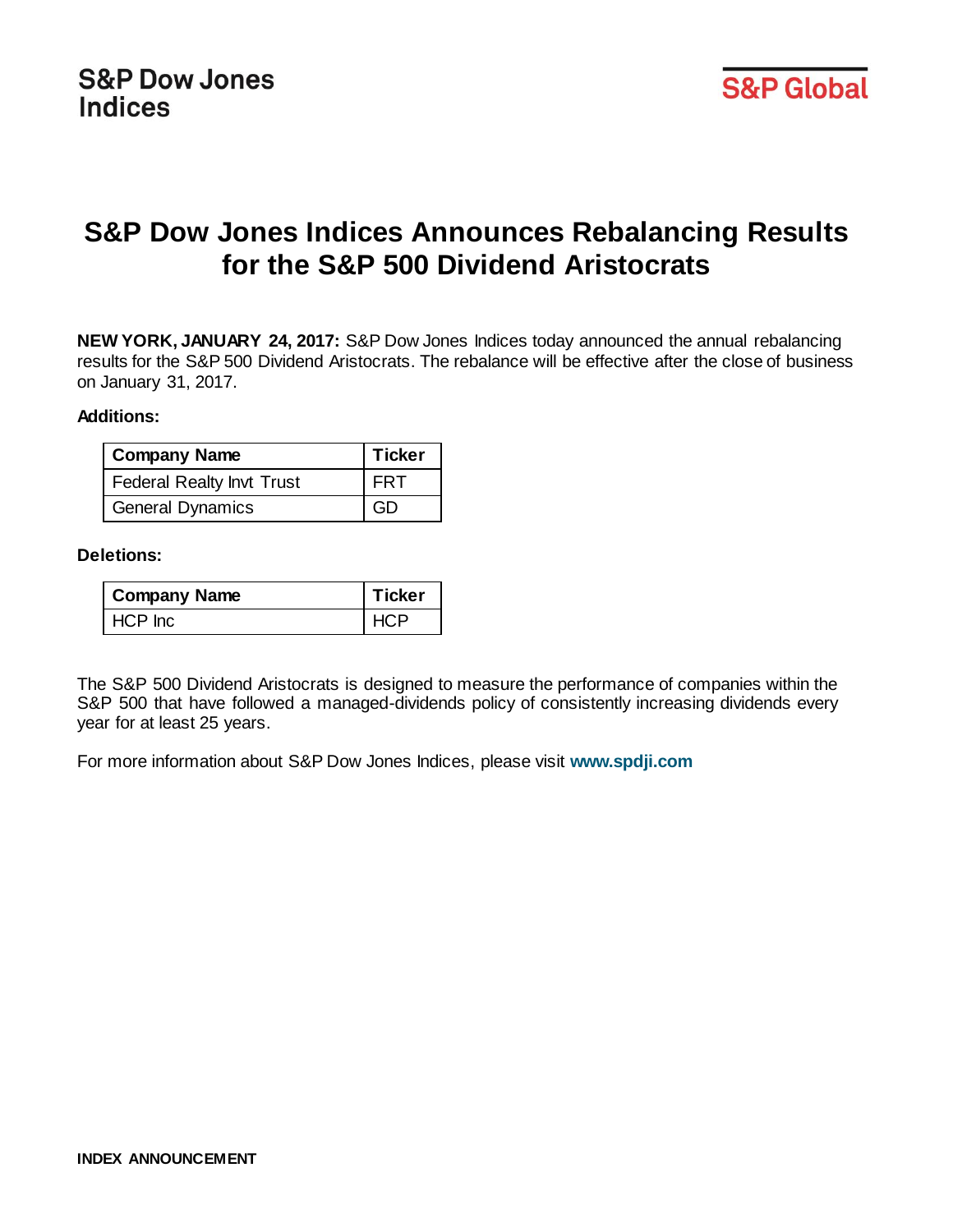S&P Dow Jones Indices

S&P Global

# S&P Dow Jones Indices Announces Rebalancing Results for the S&P 500 Dividend Aristocrats

**NEW YORK, JANUARY 24, 2017:** S&P Dow Jones Indices today announced the annual rebalancing results for the S&P 500 Dividend Aristocrats. The rebalance will be effective after the close of business on January 31, 2017.

**Additions:**

| Company Name | Ticker |
|---|---|
| Federal Realty Invt Trust | FRT |
| General Dynamics | GD |

**Deletions:**

| Company Name | Ticker |
|---|---|
| HCP Inc | HCP |

The S&P 500 Dividend Aristocrats is designed to measure the performance of companies within the S&P 500 that have followed a managed-dividends policy of consistently increasing dividends every year for at least 25 years.

For more information about S&P Dow Jones Indices, please visit **www.spdji.com**

**INDEX ANNOUNCEMENT**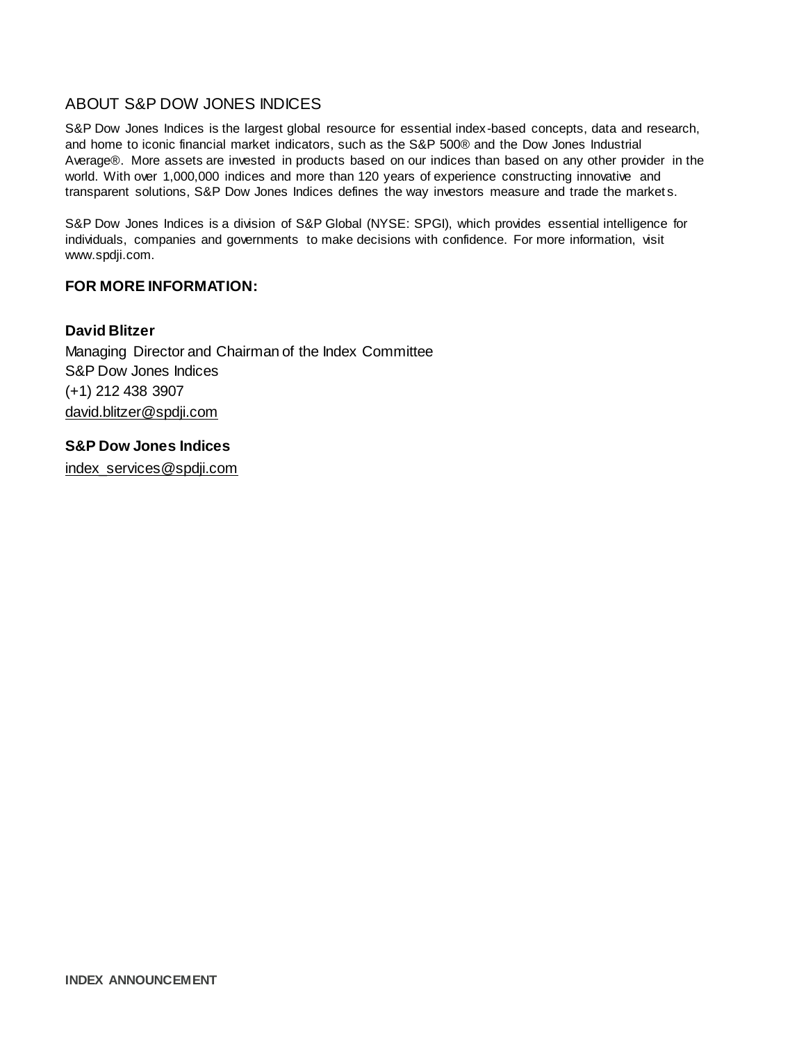## ABOUT S&P DOW JONES INDICES

S&P Dow Jones Indices is the largest global resource for essential index-based concepts, data and research, and home to iconic financial market indicators, such as the S&P 500® and the Dow Jones Industrial Average®. More assets are invested in products based on our indices than based on any other provider in the world. With over 1,000,000 indices and more than 120 years of experience constructing innovative and transparent solutions, S&P Dow Jones Indices defines the way investors measure and trade the markets.

S&P Dow Jones Indices is a division of S&P Global (NYSE: SPGI), which provides essential intelligence for individuals, companies and governments to make decisions with confidence. For more information, visit www.spdji.com.

**FOR MORE INFORMATION:**

**David Blitzer**
Managing Director and Chairman of the Index Committee
S&P Dow Jones Indices
(+1) 212 438 3907
david.blitzer@spdji.com

**S&P Dow Jones Indices**
index_services@spdji.com